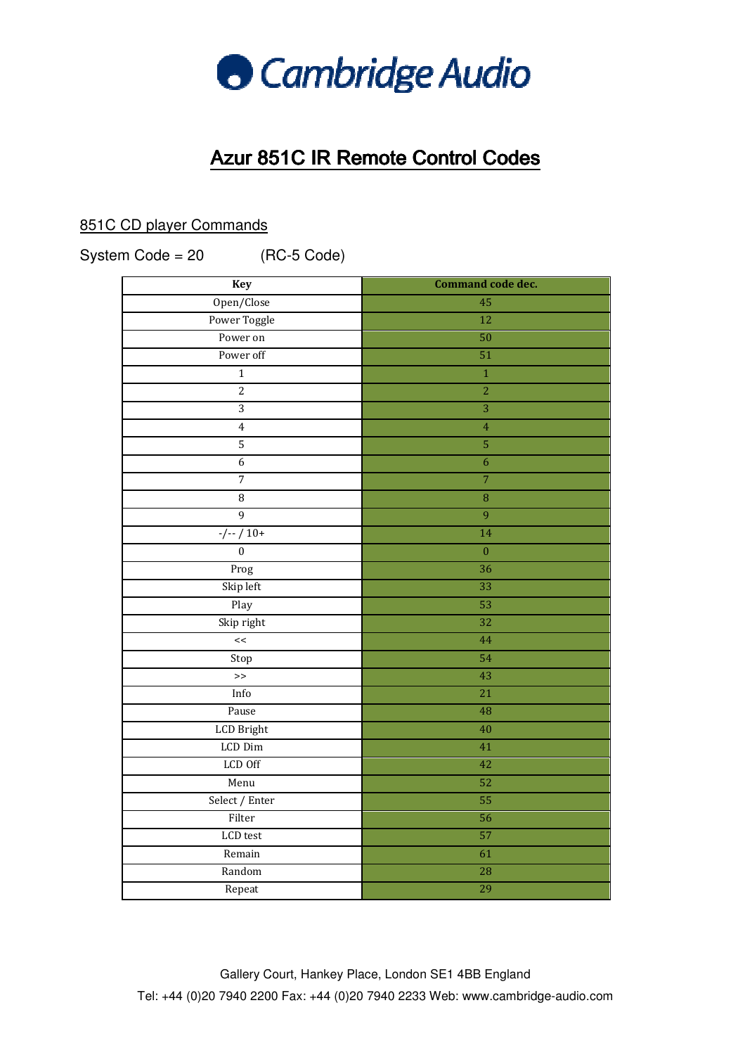Cambridge Audio

# Azur 851C IR Remote Control Codes

## 851C CD player Commands

System Code = 20 (RC-5 Code)

| Key | Command code dec. |
|---|---|
| Open/Close | 45 |
| Power Toggle | 12 |
| Power on | 50 |
| Power off | 51 |
| 1 | 1 |
| 2 | 2 |
| 3 | 3 |
| 4 | 4 |
| 5 | 5 |
| 6 | 6 |
| 7 | 7 |
| 8 | 8 |
| 9 | 9 |
| -/-- / 10+ | 14 |
| 0 | 0 |
| Prog | 36 |
| Skip left | 33 |
| Play | 53 |
| Skip right | 32 |
| << | 44 |
| Stop | 54 |
| >> | 43 |
| Info | 21 |
| Pause | 48 |
| LCD Bright | 40 |
| LCD Dim | 41 |
| LCD Off | 42 |
| Menu | 52 |
| Select / Enter | 55 |
| Filter | 56 |
| LCD test | 57 |
| Remain | 61 |
| Random | 28 |
| Repeat | 29 |

Gallery Court, Hankey Place, London SE1 4BB England

Tel: +44 (0)20 7940 2200 Fax: +44 (0)20 7940 2233 Web: www.cambridge-audio.com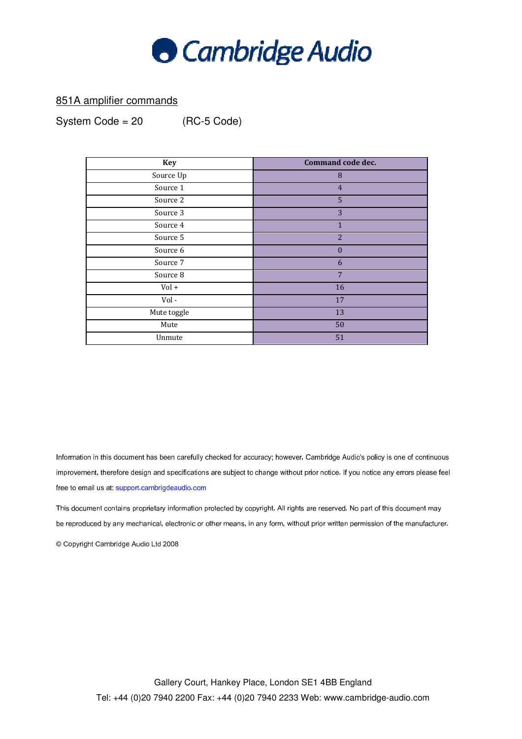# Cambridge Audio

## 851A amplifier commands

System Code = 20 (RC-5 Code)

| Key | Command code dec. |
|---|---|
| Source Up | 8 |
| Source 1 | 4 |
| Source 2 | 5 |
| Source 3 | 3 |
| Source 4 | 1 |
| Source 5 | 2 |
| Source 6 | 0 |
| Source 7 | 6 |
| Source 8 | 7 |
| Vol + | 16 |
| Vol - | 17 |
| Mute toggle | 13 |
| Mute | 50 |
| Unmute | 51 |

Information in this document has been carefully checked for accuracy; however, Cambridge Audio's policy is one of continuous improvement, therefore design and specifications are subject to change without prior notice. If you notice any errors please feel free to email us at: support.cambrigdeaudio.com

This document contains proprietary information protected by copyright. All rights are reserved. No part of this document may be reproduced by any mechanical, electronic or other means, in any form, without prior written permission of the manufacturer.

© Copyright Cambridge Audio Ltd 2008

Gallery Court, Hankey Place, London SE1 4BB England
Tel: +44 (0)20 7940 2200 Fax: +44 (0)20 7940 2233 Web: www.cambridge-audio.com